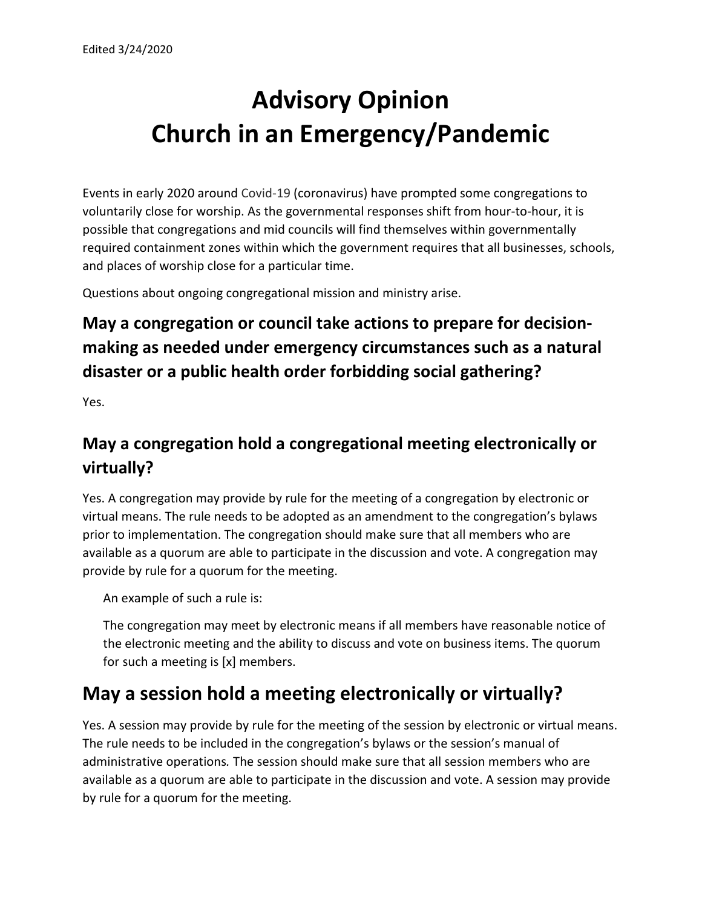Edited 3/24/2020

# Advisory Opinion
# Church in an Emergency/Pandemic

Events in early 2020 around Covid-19 (coronavirus) have prompted some congregations to voluntarily close for worship. As the governmental responses shift from hour-to-hour, it is possible that congregations and mid councils will find themselves within governmentally required containment zones within which the government requires that all businesses, schools, and places of worship close for a particular time.

Questions about ongoing congregational mission and ministry arise.

## May a congregation or council take actions to prepare for decision-making as needed under emergency circumstances such as a natural disaster or a public health order forbidding social gathering?

Yes.

## May a congregation hold a congregational meeting electronically or virtually?

Yes. A congregation may provide by rule for the meeting of a congregation by electronic or virtual means. The rule needs to be adopted as an amendment to the congregation's bylaws prior to implementation. The congregation should make sure that all members who are available as a quorum are able to participate in the discussion and vote. A congregation may provide by rule for a quorum for the meeting.

> An example of such a rule is:
>
> The congregation may meet by electronic means if all members have reasonable notice of the electronic meeting and the ability to discuss and vote on business items. The quorum for such a meeting is [x] members.

# May a session hold a meeting electronically or virtually?

Yes. A session may provide by rule for the meeting of the session by electronic or virtual means. The rule needs to be included in the congregation's bylaws or the session's manual of administrative operations. The session should make sure that all session members who are available as a quorum are able to participate in the discussion and vote. A session may provide by rule for a quorum for the meeting.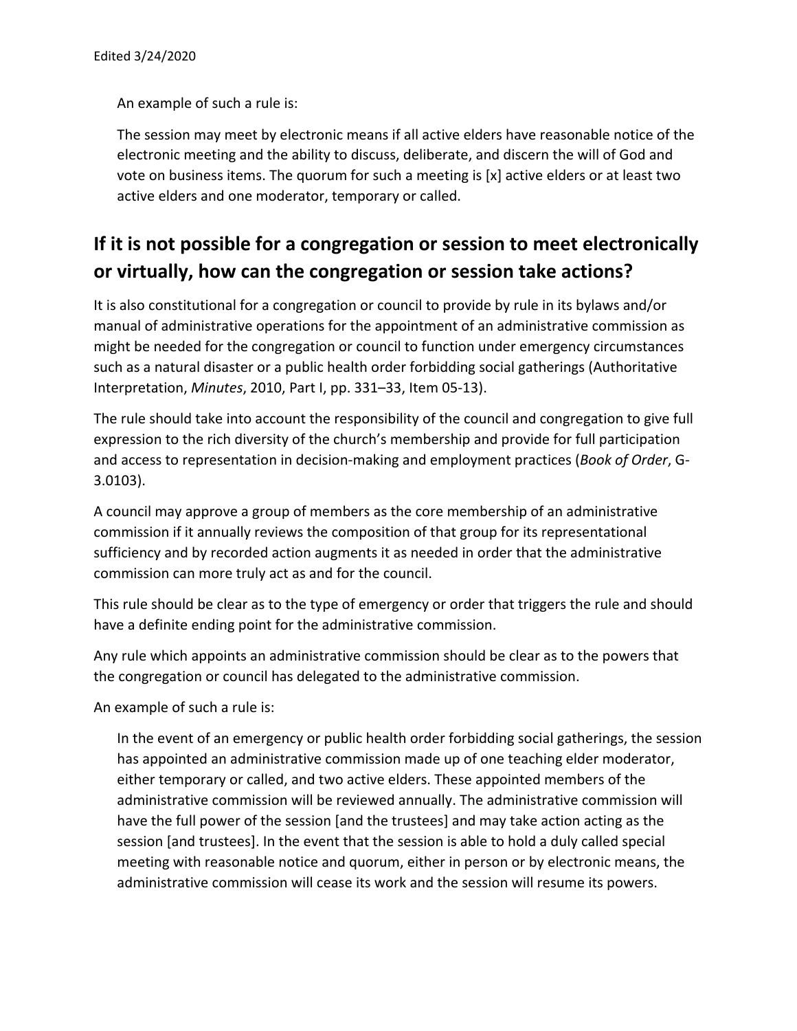An example of such a rule is:

> The session may meet by electronic means if all active elders have reasonable notice of the electronic meeting and the ability to discuss, deliberate, and discern the will of God and vote on business items. The quorum for such a meeting is [x] active elders or at least two active elders and one moderator, temporary or called.

## If it is not possible for a congregation or session to meet electronically or virtually, how can the congregation or session take actions?

It is also constitutional for a congregation or council to provide by rule in its bylaws and/or manual of administrative operations for the appointment of an administrative commission as might be needed for the congregation or council to function under emergency circumstances such as a natural disaster or a public health order forbidding social gatherings (Authoritative Interpretation, *Minutes*, 2010, Part I, pp. 331–33, Item 05-13).

The rule should take into account the responsibility of the council and congregation to give full expression to the rich diversity of the church's membership and provide for full participation and access to representation in decision-making and employment practices (*Book of Order*, G-3.0103).

A council may approve a group of members as the core membership of an administrative commission if it annually reviews the composition of that group for its representational sufficiency and by recorded action augments it as needed in order that the administrative commission can more truly act as and for the council.

This rule should be clear as to the type of emergency or order that triggers the rule and should have a definite ending point for the administrative commission.

Any rule which appoints an administrative commission should be clear as to the powers that the congregation or council has delegated to the administrative commission.

An example of such a rule is:

> In the event of an emergency or public health order forbidding social gatherings, the session has appointed an administrative commission made up of one teaching elder moderator, either temporary or called, and two active elders. These appointed members of the administrative commission will be reviewed annually. The administrative commission will have the full power of the session [and the trustees] and may take action acting as the session [and trustees]. In the event that the session is able to hold a duly called special meeting with reasonable notice and quorum, either in person or by electronic means, the administrative commission will cease its work and the session will resume its powers.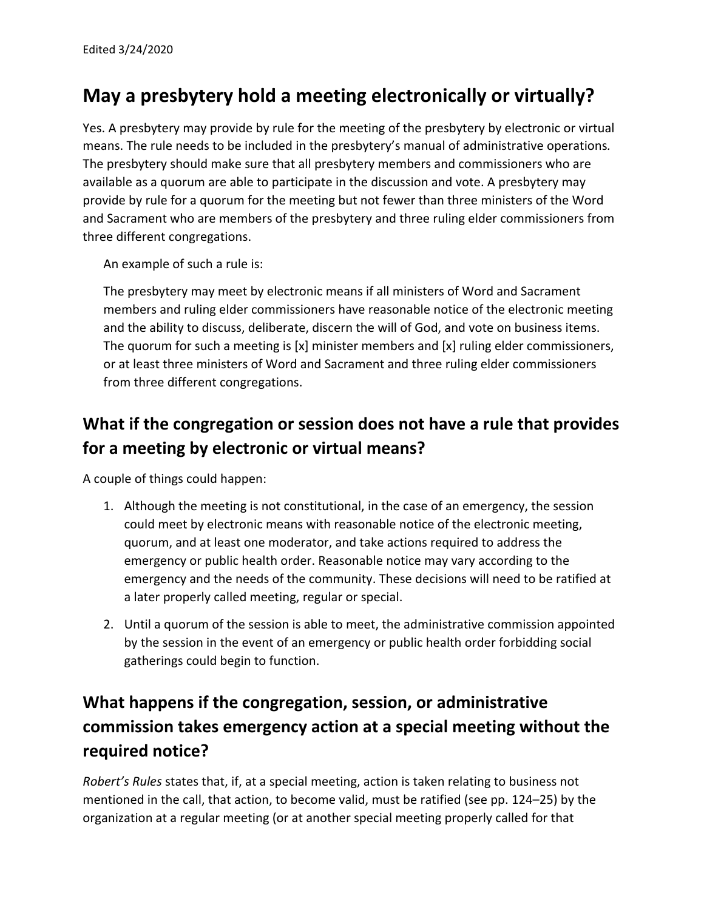Edited 3/24/2020

## May a presbytery hold a meeting electronically or virtually?

Yes. A presbytery may provide by rule for the meeting of the presbytery by electronic or virtual means. The rule needs to be included in the presbytery's manual of administrative operations. The presbytery should make sure that all presbytery members and commissioners who are available as a quorum are able to participate in the discussion and vote. A presbytery may provide by rule for a quorum for the meeting but not fewer than three ministers of the Word and Sacrament who are members of the presbytery and three ruling elder commissioners from three different congregations.

> An example of such a rule is:
>
> The presbytery may meet by electronic means if all ministers of Word and Sacrament members and ruling elder commissioners have reasonable notice of the electronic meeting and the ability to discuss, deliberate, discern the will of God, and vote on business items. The quorum for such a meeting is [x] minister members and [x] ruling elder commissioners, or at least three ministers of Word and Sacrament and three ruling elder commissioners from three different congregations.

## What if the congregation or session does not have a rule that provides for a meeting by electronic or virtual means?

A couple of things could happen:

1. Although the meeting is not constitutional, in the case of an emergency, the session could meet by electronic means with reasonable notice of the electronic meeting, quorum, and at least one moderator, and take actions required to address the emergency or public health order. Reasonable notice may vary according to the emergency and the needs of the community. These decisions will need to be ratified at a later properly called meeting, regular or special.
2. Until a quorum of the session is able to meet, the administrative commission appointed by the session in the event of an emergency or public health order forbidding social gatherings could begin to function.

## What happens if the congregation, session, or administrative commission takes emergency action at a special meeting without the required notice?

*Robert's Rules* states that, if, at a special meeting, action is taken relating to business not mentioned in the call, that action, to become valid, must be ratified (see pp. 124–25) by the organization at a regular meeting (or at another special meeting properly called for that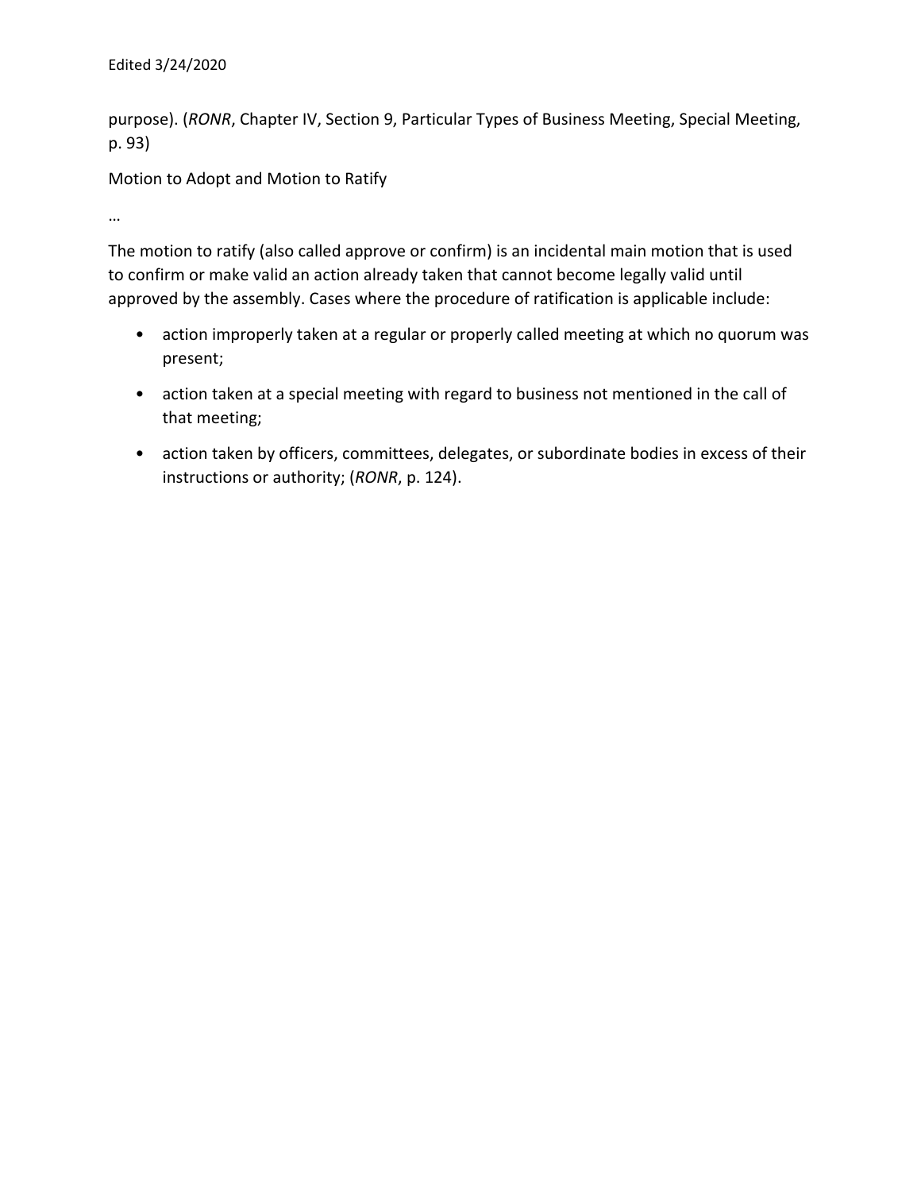purpose). (*RONR*, Chapter IV, Section 9, Particular Types of Business Meeting, Special Meeting, p. 93)

Motion to Adopt and Motion to Ratify

…

The motion to ratify (also called approve or confirm) is an incidental main motion that is used to confirm or make valid an action already taken that cannot become legally valid until approved by the assembly. Cases where the procedure of ratification is applicable include:

- action improperly taken at a regular or properly called meeting at which no quorum was present;
- action taken at a special meeting with regard to business not mentioned in the call of that meeting;
- action taken by officers, committees, delegates, or subordinate bodies in excess of their instructions or authority; (*RONR*, p. 124).